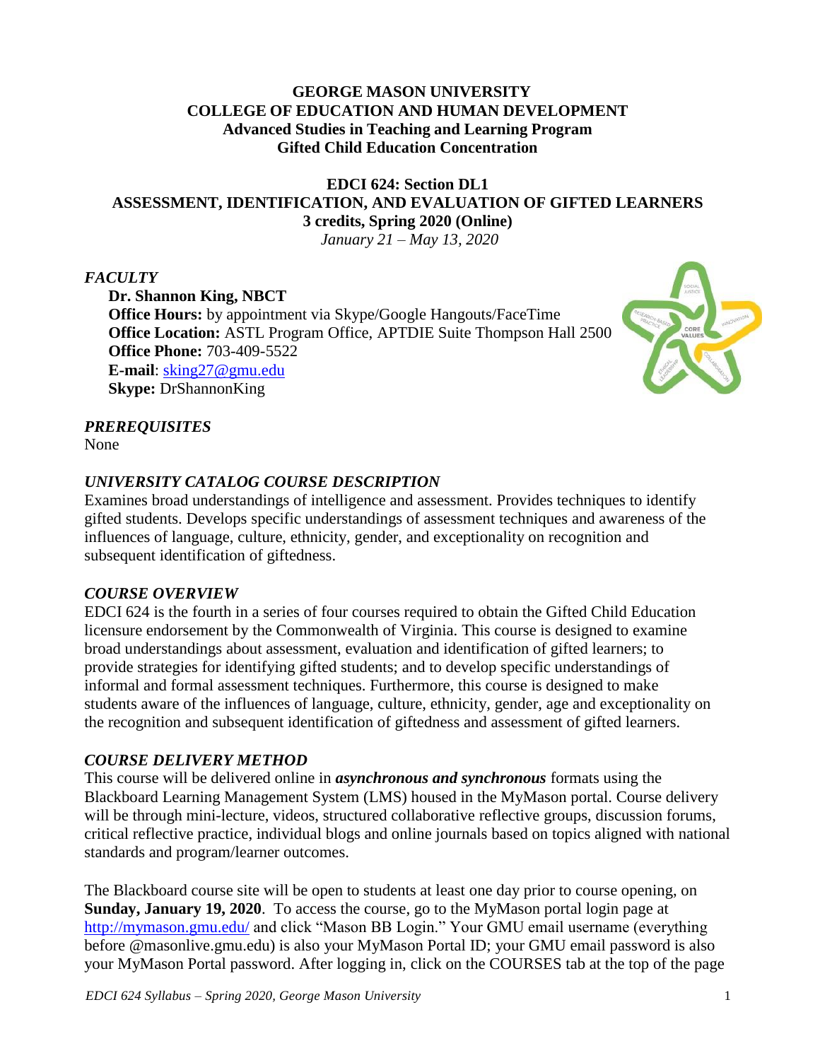**GEORGE MASON UNIVERSITY**
**COLLEGE OF EDUCATION AND HUMAN DEVELOPMENT**
**Advanced Studies in Teaching and Learning Program**
**Gifted Child Education Concentration**

**EDCI 624: Section DL1**
**ASSESSMENT, IDENTIFICATION, AND EVALUATION OF GIFTED LEARNERS**
**3 credits, Spring 2020 (Online)**
*January 21 – May 13, 2020*

## *FACULTY*

**Dr. Shannon King, NBCT**
**Office Hours:** by appointment via Skype/Google Hangouts/FaceTime
**Office Location:** ASTL Program Office, APTDIE Suite Thompson Hall 2500
**Office Phone:** 703-409-5522
**E-mail**: sking27@gmu.edu
**Skype:** DrShannonKing

## *PREREQUISITES*

None

## *UNIVERSITY CATALOG COURSE DESCRIPTION*

Examines broad understandings of intelligence and assessment. Provides techniques to identify gifted students. Develops specific understandings of assessment techniques and awareness of the influences of language, culture, ethnicity, gender, and exceptionality on recognition and subsequent identification of giftedness.

## *COURSE OVERVIEW*

EDCI 624 is the fourth in a series of four courses required to obtain the Gifted Child Education licensure endorsement by the Commonwealth of Virginia. This course is designed to examine broad understandings about assessment, evaluation and identification of gifted learners; to provide strategies for identifying gifted students; and to develop specific understandings of informal and formal assessment techniques. Furthermore, this course is designed to make students aware of the influences of language, culture, ethnicity, gender, age and exceptionality on the recognition and subsequent identification of giftedness and assessment of gifted learners.

## *COURSE DELIVERY METHOD*

This course will be delivered online in ***asynchronous and synchronous*** formats using the Blackboard Learning Management System (LMS) housed in the MyMason portal. Course delivery will be through mini-lecture, videos, structured collaborative reflective groups, discussion forums, critical reflective practice, individual blogs and online journals based on topics aligned with national standards and program/learner outcomes.

The Blackboard course site will be open to students at least one day prior to course opening, on **Sunday, January 19, 2020**. To access the course, go to the MyMason portal login page at http://mymason.gmu.edu/ and click "Mason BB Login." Your GMU email username (everything before @masonlive.gmu.edu) is also your MyMason Portal ID; your GMU email password is also your MyMason Portal password. After logging in, click on the COURSES tab at the top of the page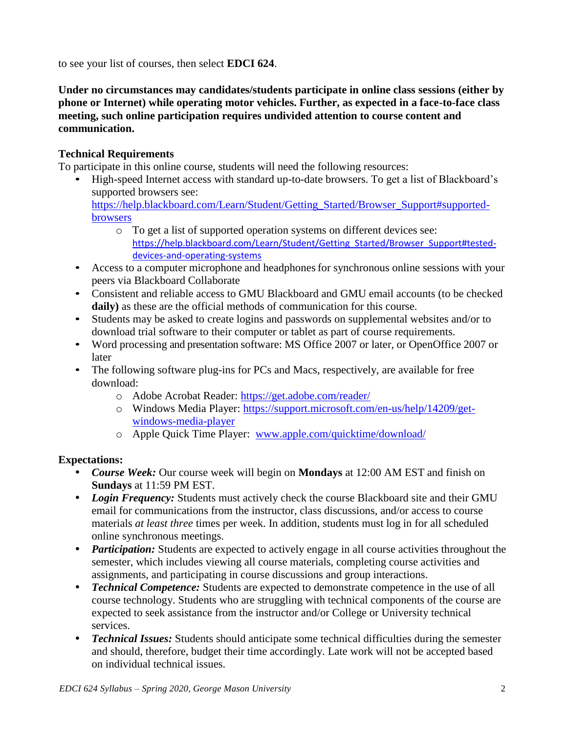to see your list of courses, then select **EDCI 624**.

**Under no circumstances may candidates/students participate in online class sessions (either by phone or Internet) while operating motor vehicles. Further, as expected in a face-to-face class meeting, such online participation requires undivided attention to course content and communication.**

### Technical Requirements

To participate in this online course, students will need the following resources:

- High-speed Internet access with standard up-to-date browsers. To get a list of Blackboard's supported browsers see: https://help.blackboard.com/Learn/Student/Getting_Started/Browser_Support#supported-browsers
    - To get a list of supported operation systems on different devices see: https://help.blackboard.com/Learn/Student/Getting_Started/Browser_Support#tested-devices-and-operating-systems
- Access to a computer microphone and headphones for synchronous online sessions with your peers via Blackboard Collaborate
- Consistent and reliable access to GMU Blackboard and GMU email accounts (to be checked **daily)** as these are the official methods of communication for this course.
- Students may be asked to create logins and passwords on supplemental websites and/or to download trial software to their computer or tablet as part of course requirements.
- Word processing and presentation software: MS Office 2007 or later, or OpenOffice 2007 or later
- The following software plug-ins for PCs and Macs, respectively, are available for free download:
    - Adobe Acrobat Reader: https://get.adobe.com/reader/
    - Windows Media Player: https://support.microsoft.com/en-us/help/14209/get-windows-media-player
    - Apple Quick Time Player: www.apple.com/quicktime/download/

### Expectations:

- ***Course Week:*** Our course week will begin on **Mondays** at 12:00 AM EST and finish on **Sundays** at 11:59 PM EST.
- ***Login Frequency:*** Students must actively check the course Blackboard site and their GMU email for communications from the instructor, class discussions, and/or access to course materials *at least three* times per week. In addition, students must log in for all scheduled online synchronous meetings.
- ***Participation:*** Students are expected to actively engage in all course activities throughout the semester, which includes viewing all course materials, completing course activities and assignments, and participating in course discussions and group interactions.
- ***Technical Competence:*** Students are expected to demonstrate competence in the use of all course technology. Students who are struggling with technical components of the course are expected to seek assistance from the instructor and/or College or University technical services.
- ***Technical Issues:*** Students should anticipate some technical difficulties during the semester and should, therefore, budget their time accordingly. Late work will not be accepted based on individual technical issues.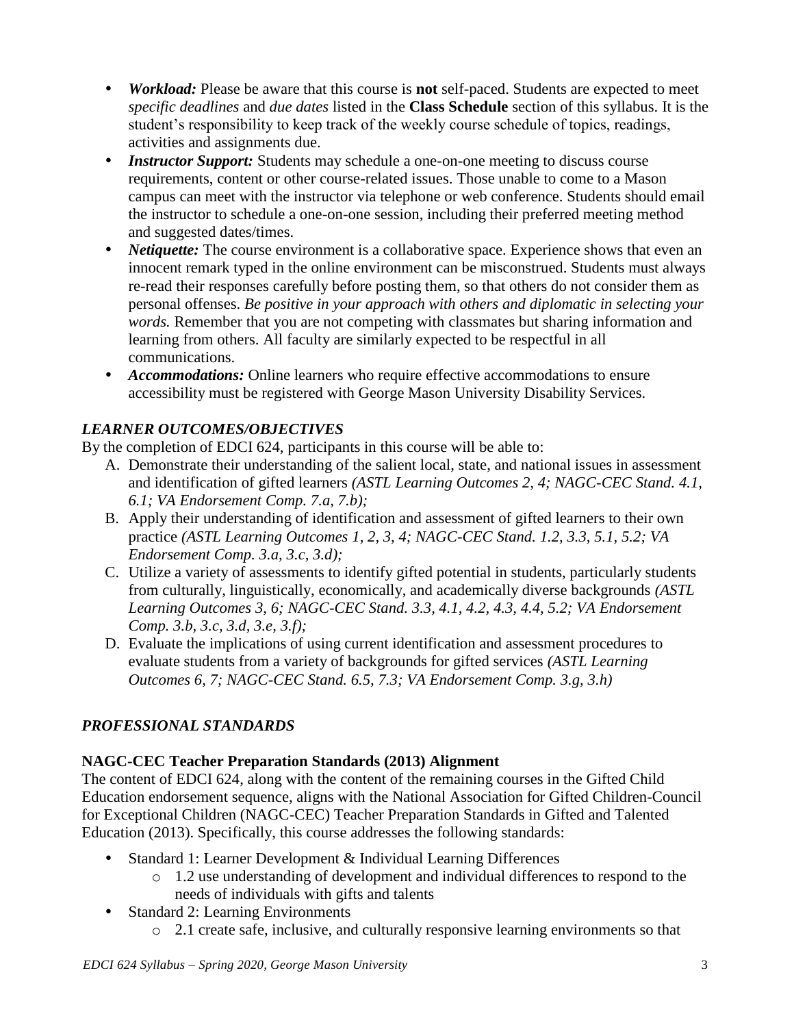- ***Workload:*** Please be aware that this course is **not** self-paced. Students are expected to meet *specific deadlines* and *due dates* listed in the **Class Schedule** section of this syllabus. It is the student's responsibility to keep track of the weekly course schedule of topics, readings, activities and assignments due.
- ***Instructor Support:*** Students may schedule a one-on-one meeting to discuss course requirements, content or other course-related issues. Those unable to come to a Mason campus can meet with the instructor via telephone or web conference. Students should email the instructor to schedule a one-on-one session, including their preferred meeting method and suggested dates/times.
- ***Netiquette:*** The course environment is a collaborative space. Experience shows that even an innocent remark typed in the online environment can be misconstrued. Students must always re-read their responses carefully before posting them, so that others do not consider them as personal offenses. *Be positive in your approach with others and diplomatic in selecting your words.* Remember that you are not competing with classmates but sharing information and learning from others. All faculty are similarly expected to be respectful in all communications.
- ***Accommodations:*** Online learners who require effective accommodations to ensure accessibility must be registered with George Mason University Disability Services.

## *LEARNER OUTCOMES/OBJECTIVES*

By the completion of EDCI 624, participants in this course will be able to:

A. Demonstrate their understanding of the salient local, state, and national issues in assessment and identification of gifted learners *(ASTL Learning Outcomes 2, 4; NAGC-CEC Stand. 4.1, 6.1; VA Endorsement Comp. 7.a, 7.b);*
B. Apply their understanding of identification and assessment of gifted learners to their own practice *(ASTL Learning Outcomes 1, 2, 3, 4; NAGC-CEC Stand. 1.2, 3.3, 5.1, 5.2; VA Endorsement Comp. 3.a, 3.c, 3.d);*
C. Utilize a variety of assessments to identify gifted potential in students, particularly students from culturally, linguistically, economically, and academically diverse backgrounds *(ASTL Learning Outcomes 3, 6; NAGC-CEC Stand. 3.3, 4.1, 4.2, 4.3, 4.4, 5.2; VA Endorsement Comp. 3.b, 3.c, 3.d, 3.e, 3.f);*
D. Evaluate the implications of using current identification and assessment procedures to evaluate students from a variety of backgrounds for gifted services *(ASTL Learning Outcomes 6, 7; NAGC-CEC Stand. 6.5, 7.3; VA Endorsement Comp. 3.g, 3.h)*

## *PROFESSIONAL STANDARDS*

### NAGC-CEC Teacher Preparation Standards (2013) Alignment

The content of EDCI 624, along with the content of the remaining courses in the Gifted Child Education endorsement sequence, aligns with the National Association for Gifted Children-Council for Exceptional Children (NAGC-CEC) Teacher Preparation Standards in Gifted and Talented Education (2013). Specifically, this course addresses the following standards:

- Standard 1: Learner Development & Individual Learning Differences
  - 1.2 use understanding of development and individual differences to respond to the needs of individuals with gifts and talents
- Standard 2: Learning Environments
  - 2.1 create safe, inclusive, and culturally responsive learning environments so that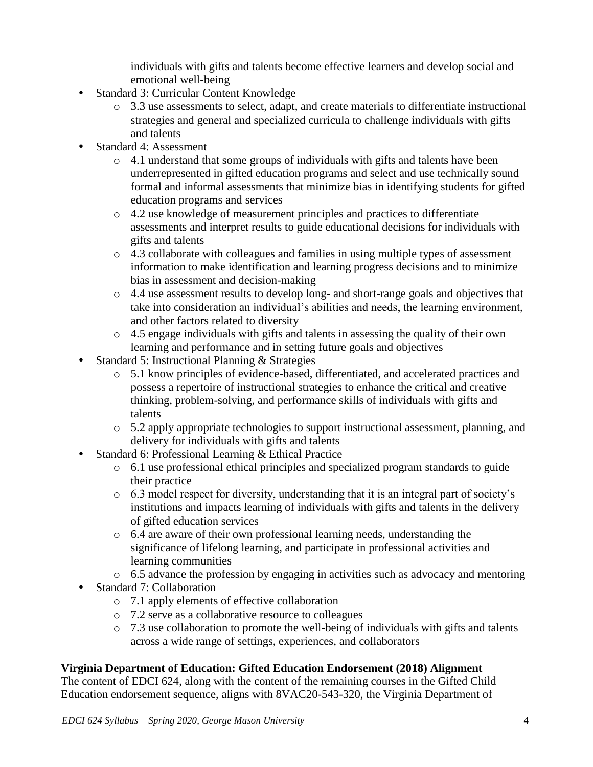individuals with gifts and talents become effective learners and develop social and emotional well-being

- Standard 3: Curricular Content Knowledge
    - 3.3 use assessments to select, adapt, and create materials to differentiate instructional strategies and general and specialized curricula to challenge individuals with gifts and talents
- Standard 4: Assessment
    - 4.1 understand that some groups of individuals with gifts and talents have been underrepresented in gifted education programs and select and use technically sound formal and informal assessments that minimize bias in identifying students for gifted education programs and services
    - 4.2 use knowledge of measurement principles and practices to differentiate assessments and interpret results to guide educational decisions for individuals with gifts and talents
    - 4.3 collaborate with colleagues and families in using multiple types of assessment information to make identification and learning progress decisions and to minimize bias in assessment and decision-making
    - 4.4 use assessment results to develop long- and short-range goals and objectives that take into consideration an individual's abilities and needs, the learning environment, and other factors related to diversity
    - 4.5 engage individuals with gifts and talents in assessing the quality of their own learning and performance and in setting future goals and objectives
- Standard 5: Instructional Planning & Strategies
    - 5.1 know principles of evidence-based, differentiated, and accelerated practices and possess a repertoire of instructional strategies to enhance the critical and creative thinking, problem-solving, and performance skills of individuals with gifts and talents
    - 5.2 apply appropriate technologies to support instructional assessment, planning, and delivery for individuals with gifts and talents
- Standard 6: Professional Learning & Ethical Practice
    - 6.1 use professional ethical principles and specialized program standards to guide their practice
    - 6.3 model respect for diversity, understanding that it is an integral part of society's institutions and impacts learning of individuals with gifts and talents in the delivery of gifted education services
    - 6.4 are aware of their own professional learning needs, understanding the significance of lifelong learning, and participate in professional activities and learning communities
    - 6.5 advance the profession by engaging in activities such as advocacy and mentoring
- Standard 7: Collaboration
    - 7.1 apply elements of effective collaboration
    - 7.2 serve as a collaborative resource to colleagues
    - 7.3 use collaboration to promote the well-being of individuals with gifts and talents across a wide range of settings, experiences, and collaborators

**Virginia Department of Education: Gifted Education Endorsement (2018) Alignment**

The content of EDCI 624, along with the content of the remaining courses in the Gifted Child Education endorsement sequence, aligns with 8VAC20-543-320, the Virginia Department of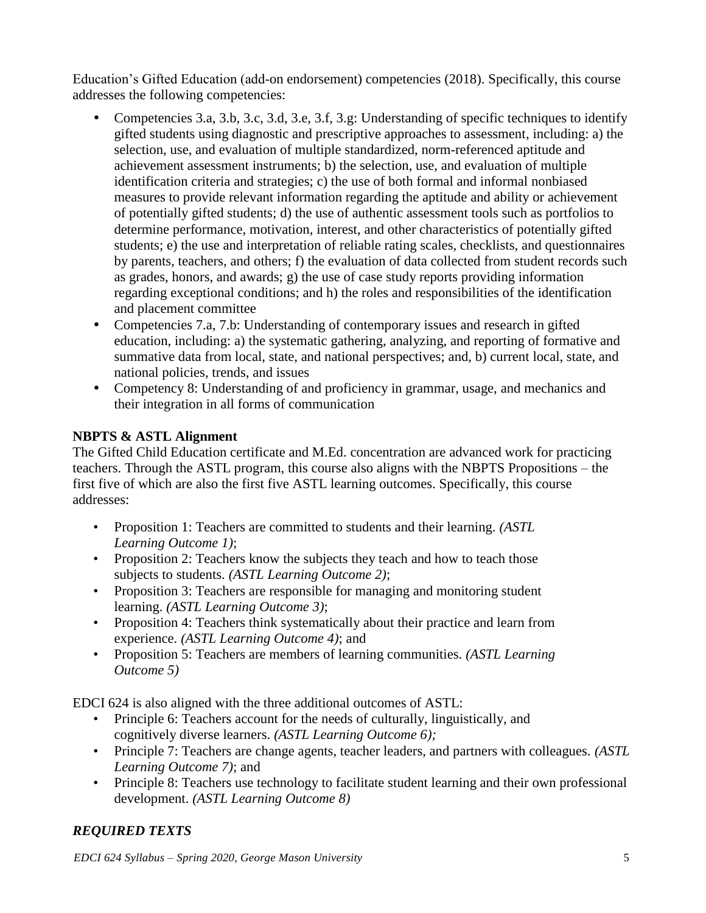Education’s Gifted Education (add-on endorsement) competencies (2018). Specifically, this course addresses the following competencies:

- Competencies 3.a, 3.b, 3.c, 3.d, 3.e, 3.f, 3.g: Understanding of specific techniques to identify gifted students using diagnostic and prescriptive approaches to assessment, including: a) the selection, use, and evaluation of multiple standardized, norm-referenced aptitude and achievement assessment instruments; b) the selection, use, and evaluation of multiple identification criteria and strategies; c) the use of both formal and informal nonbiased measures to provide relevant information regarding the aptitude and ability or achievement of potentially gifted students; d) the use of authentic assessment tools such as portfolios to determine performance, motivation, interest, and other characteristics of potentially gifted students; e) the use and interpretation of reliable rating scales, checklists, and questionnaires by parents, teachers, and others; f) the evaluation of data collected from student records such as grades, honors, and awards; g) the use of case study reports providing information regarding exceptional conditions; and h) the roles and responsibilities of the identification and placement committee
- Competencies 7.a, 7.b: Understanding of contemporary issues and research in gifted education, including: a) the systematic gathering, analyzing, and reporting of formative and summative data from local, state, and national perspectives; and, b) current local, state, and national policies, trends, and issues
- Competency 8: Understanding of and proficiency in grammar, usage, and mechanics and their integration in all forms of communication

**NBPTS & ASTL Alignment**

The Gifted Child Education certificate and M.Ed. concentration are advanced work for practicing teachers. Through the ASTL program, this course also aligns with the NBPTS Propositions – the first five of which are also the first five ASTL learning outcomes. Specifically, this course addresses:

- Proposition 1: Teachers are committed to students and their learning. *(ASTL Learning Outcome 1)*;
- Proposition 2: Teachers know the subjects they teach and how to teach those subjects to students. *(ASTL Learning Outcome 2)*;
- Proposition 3: Teachers are responsible for managing and monitoring student learning. *(ASTL Learning Outcome 3)*;
- Proposition 4: Teachers think systematically about their practice and learn from experience. *(ASTL Learning Outcome 4)*; and
- Proposition 5: Teachers are members of learning communities. *(ASTL Learning Outcome 5)*

EDCI 624 is also aligned with the three additional outcomes of ASTL:

- Principle 6: Teachers account for the needs of culturally, linguistically, and cognitively diverse learners. *(ASTL Learning Outcome 6);*
- Principle 7: Teachers are change agents, teacher leaders, and partners with colleagues. *(ASTL Learning Outcome 7)*; and
- Principle 8: Teachers use technology to facilitate student learning and their own professional development. *(ASTL Learning Outcome 8)*

## *REQUIRED TEXTS*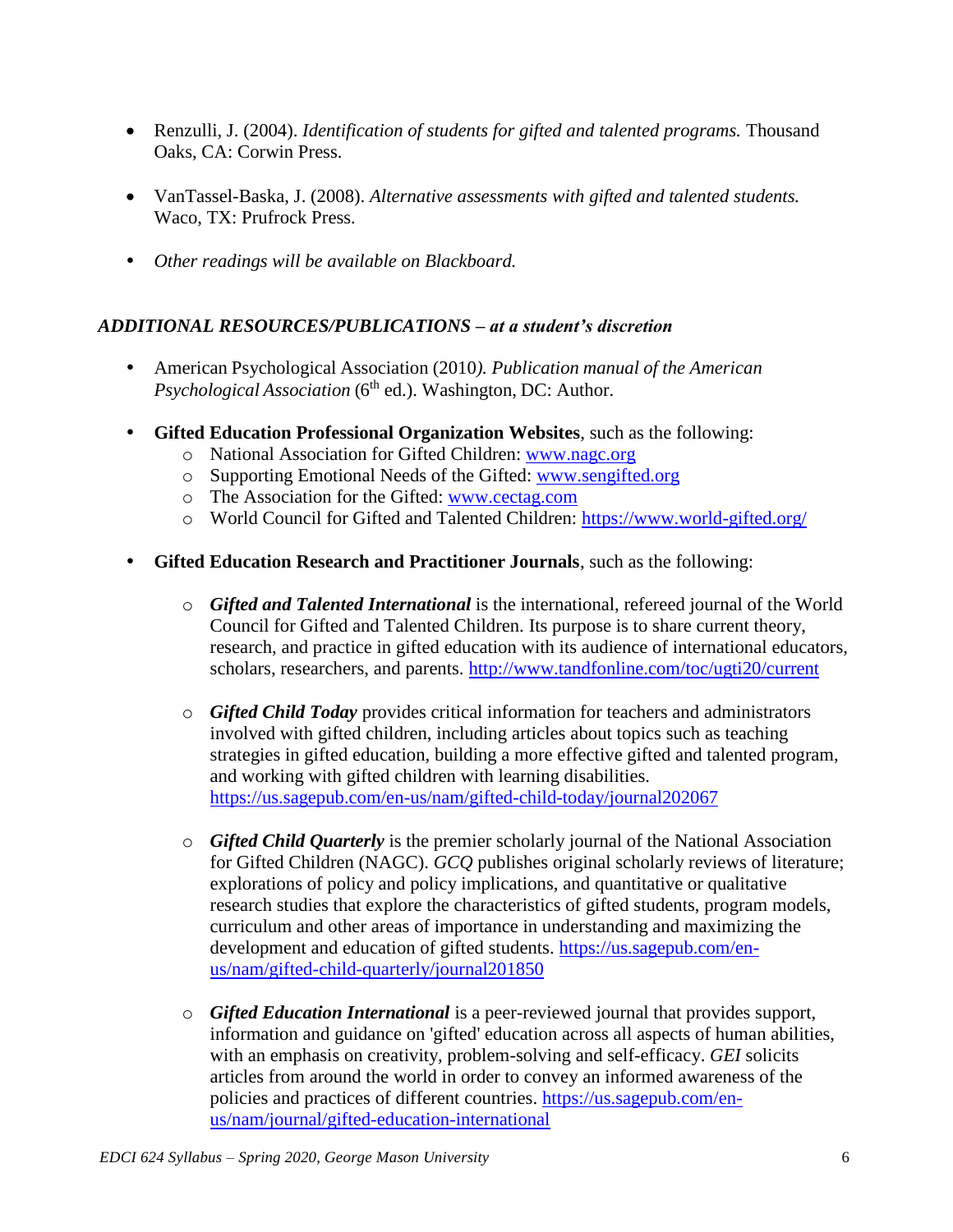- Renzulli, J. (2004). *Identification of students for gifted and talented programs.* Thousand Oaks, CA: Corwin Press.

- VanTassel-Baska, J. (2008). *Alternative assessments with gifted and talented students.* Waco, TX: Prufrock Press.

- *Other readings will be available on Blackboard.*

### *ADDITIONAL RESOURCES/PUBLICATIONS – at a student's discretion*

- American Psychological Association (2010*). Publication manual of the American Psychological Association* (6th ed.). Washington, DC: Author.

- **Gifted Education Professional Organization Websites**, such as the following:
  - National Association for Gifted Children: www.nagc.org
  - Supporting Emotional Needs of the Gifted: www.sengifted.org
  - The Association for the Gifted: www.cectag.com
  - World Council for Gifted and Talented Children: https://www.world-gifted.org/

- **Gifted Education Research and Practitioner Journals**, such as the following:

  - ***Gifted and Talented International*** is the international, refereed journal of the World Council for Gifted and Talented Children. Its purpose is to share current theory, research, and practice in gifted education with its audience of international educators, scholars, researchers, and parents. http://www.tandfonline.com/toc/ugti20/current

  - ***Gifted Child Today*** provides critical information for teachers and administrators involved with gifted children, including articles about topics such as teaching strategies in gifted education, building a more effective gifted and talented program, and working with gifted children with learning disabilities. https://us.sagepub.com/en-us/nam/gifted-child-today/journal202067

  - ***Gifted Child Quarterly*** is the premier scholarly journal of the National Association for Gifted Children (NAGC). *GCQ* publishes original scholarly reviews of literature; explorations of policy and policy implications, and quantitative or qualitative research studies that explore the characteristics of gifted students, program models, curriculum and other areas of importance in understanding and maximizing the development and education of gifted students. https://us.sagepub.com/en-us/nam/gifted-child-quarterly/journal201850

  - ***Gifted Education International*** is a peer-reviewed journal that provides support, information and guidance on 'gifted' education across all aspects of human abilities, with an emphasis on creativity, problem-solving and self-efficacy. *GEI* solicits articles from around the world in order to convey an informed awareness of the policies and practices of different countries. https://us.sagepub.com/en-us/nam/journal/gifted-education-international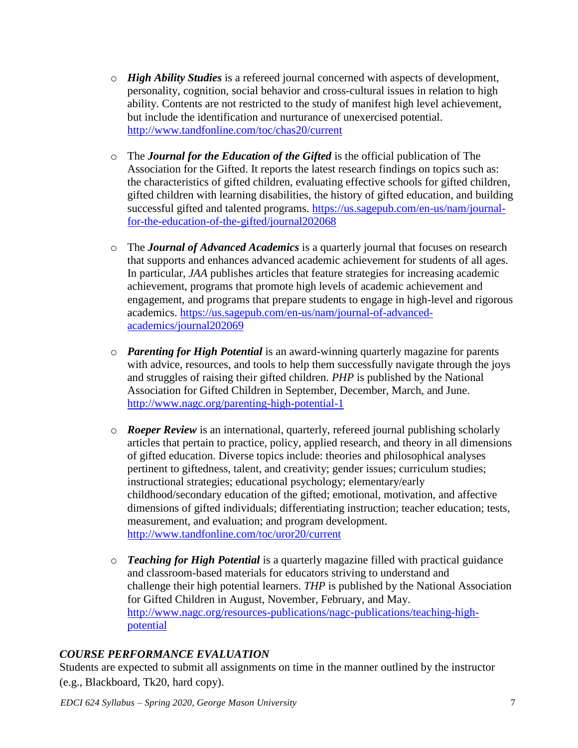- ***High Ability Studies*** is a refereed journal concerned with aspects of development, personality, cognition, social behavior and cross-cultural issues in relation to high ability. Contents are not restricted to the study of manifest high level achievement, but include the identification and nurturance of unexercised potential. http://www.tandfonline.com/toc/chas20/current

- The ***Journal for the Education of the Gifted*** is the official publication of The Association for the Gifted. It reports the latest research findings on topics such as: the characteristics of gifted children, evaluating effective schools for gifted children, gifted children with learning disabilities, the history of gifted education, and building successful gifted and talented programs. https://us.sagepub.com/en-us/nam/journal-for-the-education-of-the-gifted/journal202068

- The ***Journal of Advanced Academics*** is a quarterly journal that focuses on research that supports and enhances advanced academic achievement for students of all ages. In particular, *JAA* publishes articles that feature strategies for increasing academic achievement, programs that promote high levels of academic achievement and engagement, and programs that prepare students to engage in high-level and rigorous academics. https://us.sagepub.com/en-us/nam/journal-of-advanced-academics/journal202069

- ***Parenting for High Potential*** is an award-winning quarterly magazine for parents with advice, resources, and tools to help them successfully navigate through the joys and struggles of raising their gifted children. *PHP* is published by the National Association for Gifted Children in September, December, March, and June. http://www.nagc.org/parenting-high-potential-1

- ***Roeper Review*** is an international, quarterly, refereed journal publishing scholarly articles that pertain to practice, policy, applied research, and theory in all dimensions of gifted education. Diverse topics include: theories and philosophical analyses pertinent to giftedness, talent, and creativity; gender issues; curriculum studies; instructional strategies; educational psychology; elementary/early childhood/secondary education of the gifted; emotional, motivation, and affective dimensions of gifted individuals; differentiating instruction; teacher education; tests, measurement, and evaluation; and program development. http://www.tandfonline.com/toc/uror20/current

- ***Teaching for High Potential*** is a quarterly magazine filled with practical guidance and classroom-based materials for educators striving to understand and challenge their high potential learners. *THP* is published by the National Association for Gifted Children in August, November, February, and May. http://www.nagc.org/resources-publications/nagc-publications/teaching-high-potential

### *COURSE PERFORMANCE EVALUATION*

Students are expected to submit all assignments on time in the manner outlined by the instructor (e.g., Blackboard, Tk20, hard copy).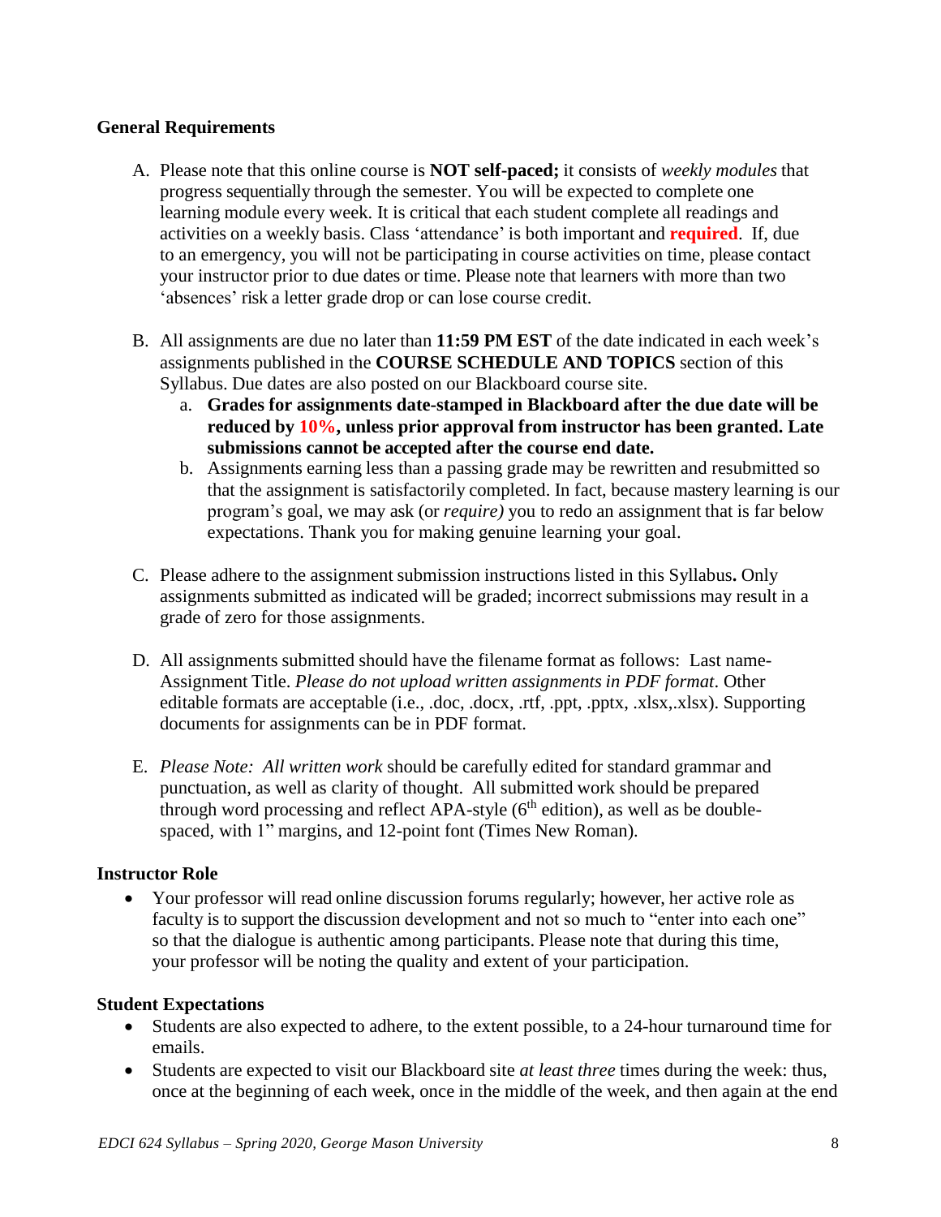### General Requirements

A. Please note that this online course is **NOT self-paced;** it consists of *weekly modules* that progress sequentially through the semester. You will be expected to complete one learning module every week. It is critical that each student complete all readings and activities on a weekly basis. Class 'attendance' is both important and **required**. If, due to an emergency, you will not be participating in course activities on time, please contact your instructor prior to due dates or time. Please note that learners with more than two 'absences' risk a letter grade drop or can lose course credit.

B. All assignments are due no later than **11:59 PM EST** of the date indicated in each week's assignments published in the **COURSE SCHEDULE AND TOPICS** section of this Syllabus. Due dates are also posted on our Blackboard course site.
   a. **Grades for assignments date-stamped in Blackboard after the due date will be reduced by 10%, unless prior approval from instructor has been granted. Late submissions cannot be accepted after the course end date.**
   b. Assignments earning less than a passing grade may be rewritten and resubmitted so that the assignment is satisfactorily completed. In fact, because mastery learning is our program's goal, we may ask (or *require)* you to redo an assignment that is far below expectations. Thank you for making genuine learning your goal.

C. Please adhere to the assignment submission instructions listed in this Syllabus**.** Only assignments submitted as indicated will be graded; incorrect submissions may result in a grade of zero for those assignments.

D. All assignments submitted should have the filename format as follows: Last name-Assignment Title. *Please do not upload written assignments in PDF format*. Other editable formats are acceptable (i.e., .doc, .docx, .rtf, .ppt, .pptx, .xlsx,.xlsx). Supporting documents for assignments can be in PDF format.

E. *Please Note: All written work* should be carefully edited for standard grammar and punctuation, as well as clarity of thought. All submitted work should be prepared through word processing and reflect APA-style (6th edition), as well as be double-spaced, with 1" margins, and 12-point font (Times New Roman).

### Instructor Role

- Your professor will read online discussion forums regularly; however, her active role as faculty is to support the discussion development and not so much to "enter into each one" so that the dialogue is authentic among participants. Please note that during this time, your professor will be noting the quality and extent of your participation.

### Student Expectations

- Students are also expected to adhere, to the extent possible, to a 24-hour turnaround time for emails.
- Students are expected to visit our Blackboard site *at least three* times during the week: thus, once at the beginning of each week, once in the middle of the week, and then again at the end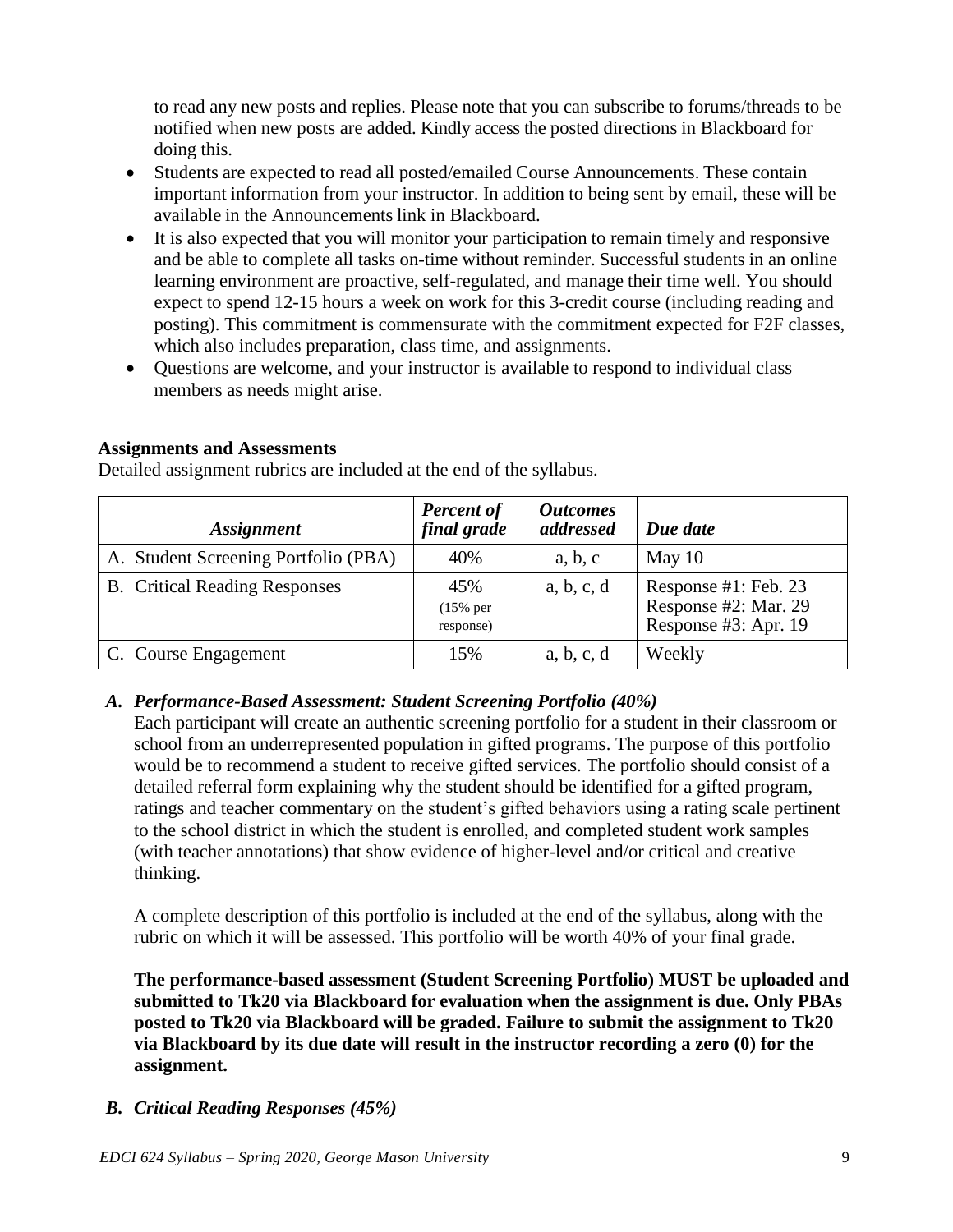to read any new posts and replies. Please note that you can subscribe to forums/threads to be notified when new posts are added. Kindly access the posted directions in Blackboard for doing this.

- Students are expected to read all posted/emailed Course Announcements. These contain important information from your instructor. In addition to being sent by email, these will be available in the Announcements link in Blackboard.
- It is also expected that you will monitor your participation to remain timely and responsive and be able to complete all tasks on-time without reminder. Successful students in an online learning environment are proactive, self-regulated, and manage their time well. You should expect to spend 12-15 hours a week on work for this 3-credit course (including reading and posting). This commitment is commensurate with the commitment expected for F2F classes, which also includes preparation, class time, and assignments.
- Questions are welcome, and your instructor is available to respond to individual class members as needs might arise.

**Assignments and Assessments**

Detailed assignment rubrics are included at the end of the syllabus.

| *Assignment* | *Percent of final grade* | *Outcomes addressed* | *Due date* |
|---|---|---|---|
| A. Student Screening Portfolio (PBA) | 40% | a, b, c | May 10 |
| B. Critical Reading Responses | 45% (15% per response) | a, b, c, d | Response #1: Feb. 23<br>Response #2: Mar. 29<br>Response #3: Apr. 19 |
| C. Course Engagement | 15% | a, b, c, d | Weekly |

***A. Performance-Based Assessment: Student Screening Portfolio (40%)***

Each participant will create an authentic screening portfolio for a student in their classroom or school from an underrepresented population in gifted programs. The purpose of this portfolio would be to recommend a student to receive gifted services. The portfolio should consist of a detailed referral form explaining why the student should be identified for a gifted program, ratings and teacher commentary on the student's gifted behaviors using a rating scale pertinent to the school district in which the student is enrolled, and completed student work samples (with teacher annotations) that show evidence of higher-level and/or critical and creative thinking.

A complete description of this portfolio is included at the end of the syllabus, along with the rubric on which it will be assessed. This portfolio will be worth 40% of your final grade.

**The performance-based assessment (Student Screening Portfolio) MUST be uploaded and submitted to Tk20 via Blackboard for evaluation when the assignment is due. Only PBAs posted to Tk20 via Blackboard will be graded. Failure to submit the assignment to Tk20 via Blackboard by its due date will result in the instructor recording a zero (0) for the assignment.**

***B. Critical Reading Responses (45%)***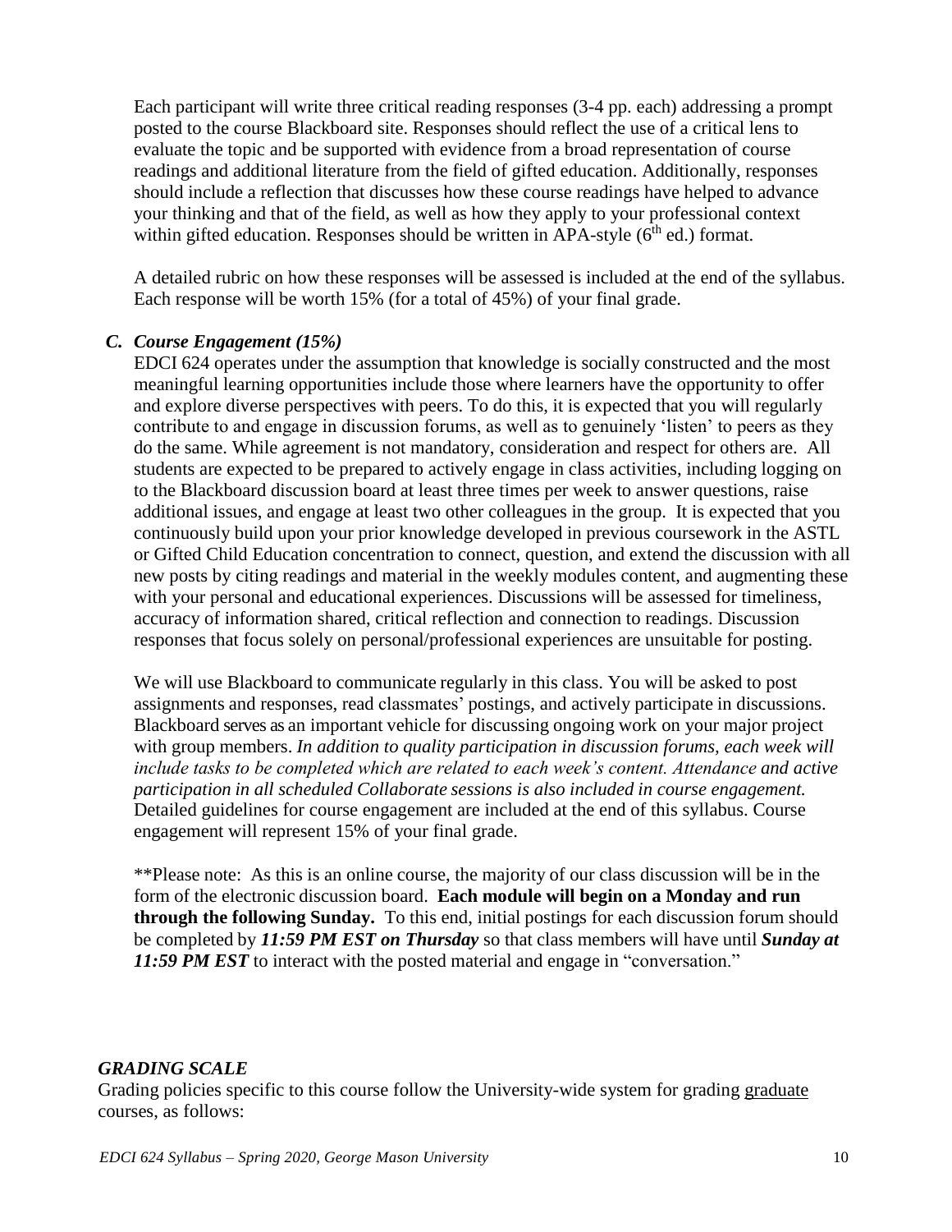Each participant will write three critical reading responses (3-4 pp. each) addressing a prompt posted to the course Blackboard site. Responses should reflect the use of a critical lens to evaluate the topic and be supported with evidence from a broad representation of course readings and additional literature from the field of gifted education. Additionally, responses should include a reflection that discusses how these course readings have helped to advance your thinking and that of the field, as well as how they apply to your professional context within gifted education. Responses should be written in APA-style (6th ed.) format.

A detailed rubric on how these responses will be assessed is included at the end of the syllabus. Each response will be worth 15% (for a total of 45%) of your final grade.

### *C. Course Engagement (15%)*

EDCI 624 operates under the assumption that knowledge is socially constructed and the most meaningful learning opportunities include those where learners have the opportunity to offer and explore diverse perspectives with peers. To do this, it is expected that you will regularly contribute to and engage in discussion forums, as well as to genuinely 'listen' to peers as they do the same. While agreement is not mandatory, consideration and respect for others are. All students are expected to be prepared to actively engage in class activities, including logging on to the Blackboard discussion board at least three times per week to answer questions, raise additional issues, and engage at least two other colleagues in the group. It is expected that you continuously build upon your prior knowledge developed in previous coursework in the ASTL or Gifted Child Education concentration to connect, question, and extend the discussion with all new posts by citing readings and material in the weekly modules content, and augmenting these with your personal and educational experiences. Discussions will be assessed for timeliness, accuracy of information shared, critical reflection and connection to readings. Discussion responses that focus solely on personal/professional experiences are unsuitable for posting.

We will use Blackboard to communicate regularly in this class. You will be asked to post assignments and responses, read classmates' postings, and actively participate in discussions. Blackboard serves as an important vehicle for discussing ongoing work on your major project with group members. *In addition to quality participation in discussion forums, each week will include tasks to be completed which are related to each week's content. Attendance and active participation in all scheduled Collaborate sessions is also included in course engagement.* Detailed guidelines for course engagement are included at the end of this syllabus. Course engagement will represent 15% of your final grade.

**Please note: As this is an online course, the majority of our class discussion will be in the form of the electronic discussion board. **Each module will begin on a Monday and run through the following Sunday.** To this end, initial postings for each discussion forum should be completed by ***11:59 PM EST on Thursday*** so that class members will have until ***Sunday at 11:59 PM EST*** to interact with the posted material and engage in "conversation."

### *GRADING SCALE*

Grading policies specific to this course follow the University-wide system for grading graduate courses, as follows: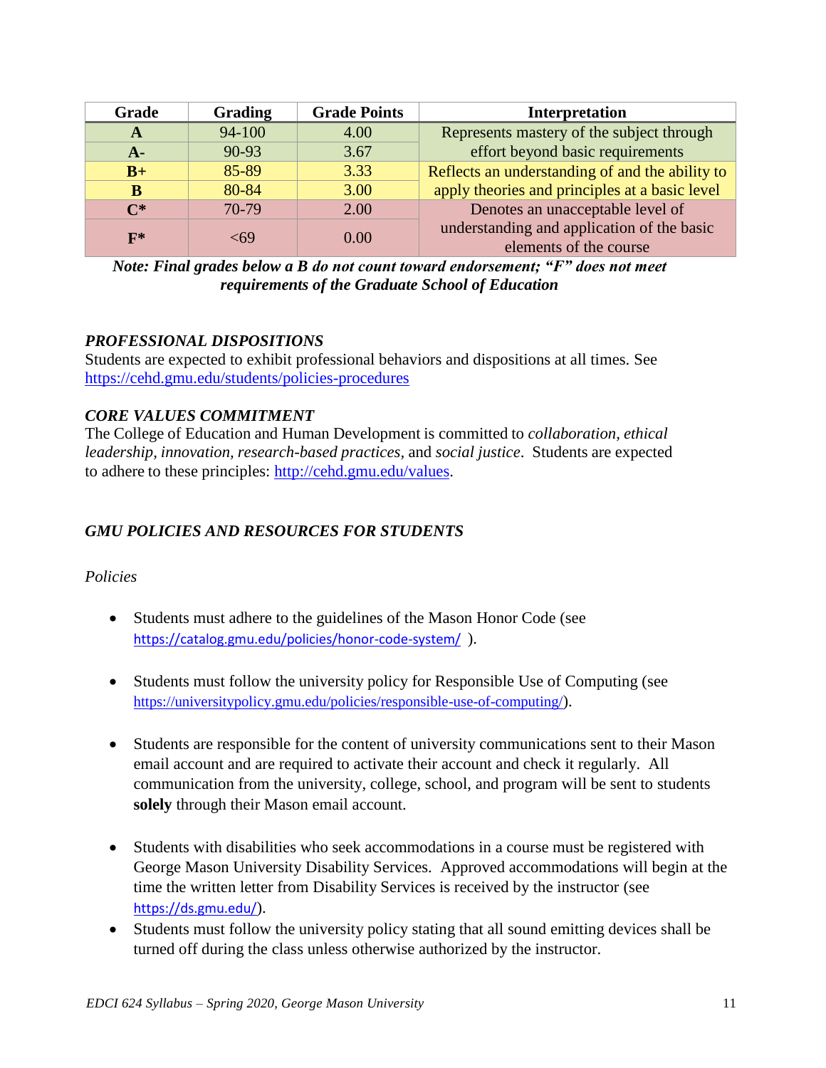| Grade | Grading | Grade Points | Interpretation |
|---|---|---|---|
| **A** | 94-100 | 4.00 | Represents mastery of the subject through effort beyond basic requirements |
| **A-** | 90-93 | 3.67 | |
| **B+** | 85-89 | 3.33 | Reflects an understanding of and the ability to apply theories and principles at a basic level |
| **B** | 80-84 | 3.00 | |
| **C*** | 70-79 | 2.00 | Denotes an unacceptable level of understanding and application of the basic elements of the course |
| **F*** | <69 | 0.00 | |

***Note: Final grades below a B do not count toward endorsement; "F" does not meet requirements of the Graduate School of Education***

### *PROFESSIONAL DISPOSITIONS*

Students are expected to exhibit professional behaviors and dispositions at all times. See https://cehd.gmu.edu/students/policies-procedures

### *CORE VALUES COMMITMENT*

The College of Education and Human Development is committed to *collaboration*, *ethical leadership*, *innovation*, *research-based practices*, and *social justice*. Students are expected to adhere to these principles: http://cehd.gmu.edu/values.

### *GMU POLICIES AND RESOURCES FOR STUDENTS*

*Policies*

- Students must adhere to the guidelines of the Mason Honor Code (see https://catalog.gmu.edu/policies/honor-code-system/ ).
- Students must follow the university policy for Responsible Use of Computing (see https://universitypolicy.gmu.edu/policies/responsible-use-of-computing/).
- Students are responsible for the content of university communications sent to their Mason email account and are required to activate their account and check it regularly. All communication from the university, college, school, and program will be sent to students **solely** through their Mason email account.
- Students with disabilities who seek accommodations in a course must be registered with George Mason University Disability Services. Approved accommodations will begin at the time the written letter from Disability Services is received by the instructor (see https://ds.gmu.edu/).
- Students must follow the university policy stating that all sound emitting devices shall be turned off during the class unless otherwise authorized by the instructor.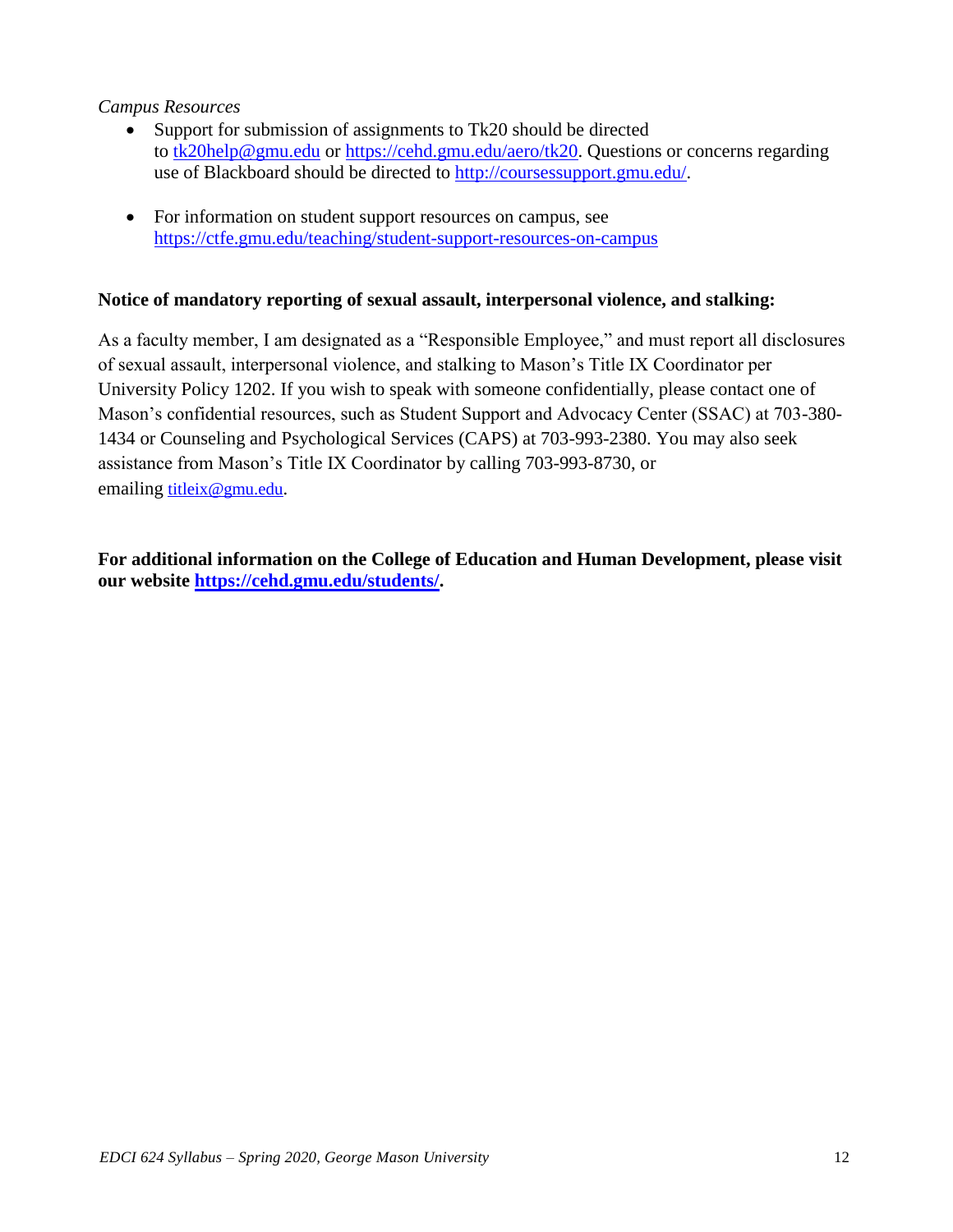*Campus Resources*

- Support for submission of assignments to Tk20 should be directed to tk20help@gmu.edu or https://cehd.gmu.edu/aero/tk20. Questions or concerns regarding use of Blackboard should be directed to http://coursessupport.gmu.edu/.

- For information on student support resources on campus, see https://ctfe.gmu.edu/teaching/student-support-resources-on-campus

**Notice of mandatory reporting of sexual assault, interpersonal violence, and stalking:**

As a faculty member, I am designated as a "Responsible Employee," and must report all disclosures of sexual assault, interpersonal violence, and stalking to Mason's Title IX Coordinator per University Policy 1202. If you wish to speak with someone confidentially, please contact one of Mason's confidential resources, such as Student Support and Advocacy Center (SSAC) at 703-380-1434 or Counseling and Psychological Services (CAPS) at 703-993-2380. You may also seek assistance from Mason's Title IX Coordinator by calling 703-993-8730, or emailing titleix@gmu.edu.

**For additional information on the College of Education and Human Development, please visit our website https://cehd.gmu.edu/students/.**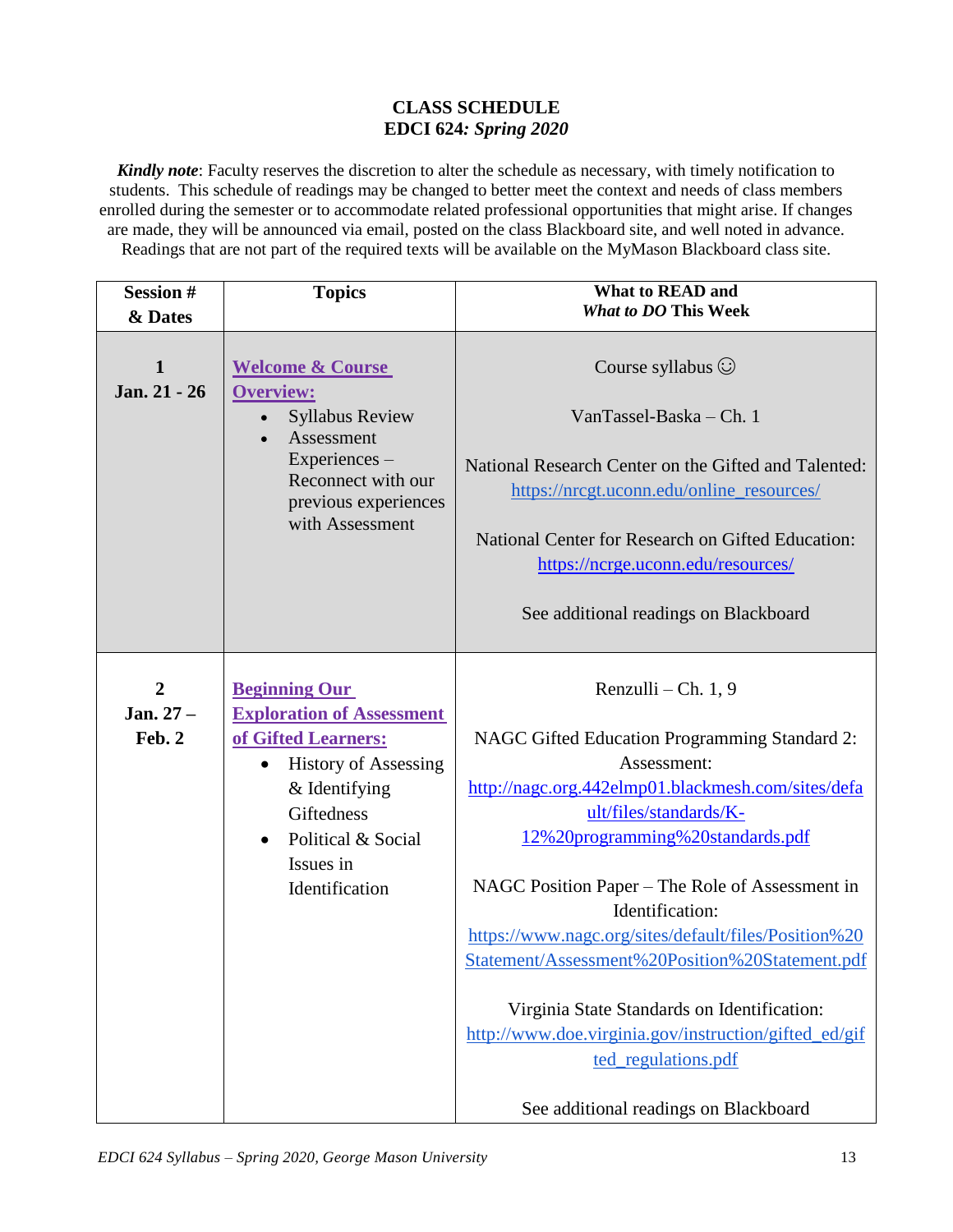**CLASS SCHEDULE**
**EDCI 624*: Spring 2020***

***Kindly note***: Faculty reserves the discretion to alter the schedule as necessary, with timely notification to students. This schedule of readings may be changed to better meet the context and needs of class members enrolled during the semester or to accommodate related professional opportunities that might arise. If changes are made, they will be announced via email, posted on the class Blackboard site, and well noted in advance. Readings that are not part of the required texts will be available on the MyMason Blackboard class site.

| Session # & Dates | Topics | What to READ and *What to DO* This Week |
|---|---|---|
| **1**<br>**Jan. 21 - 26** | **Welcome & Course Overview:**<br>• Syllabus Review<br>• Assessment Experiences – Reconnect with our previous experiences with Assessment | Course syllabus ☺<br><br>VanTassel-Baska – Ch. 1<br><br>National Research Center on the Gifted and Talented: https://nrcgt.uconn.edu/online_resources/<br><br>National Center for Research on Gifted Education: https://ncrge.uconn.edu/resources/<br><br>See additional readings on Blackboard |
| **2**<br>**Jan. 27 – Feb. 2** | **Beginning Our Exploration of Assessment of Gifted Learners:**<br>• History of Assessing & Identifying Giftedness<br>• Political & Social Issues in Identification | Renzulli – Ch. 1, 9<br><br>NAGC Gifted Education Programming Standard 2: Assessment: http://nagc.org.442elmp01.blackmesh.com/sites/default/files/standards/K-12%20programming%20standards.pdf<br><br>NAGC Position Paper – The Role of Assessment in Identification: https://www.nagc.org/sites/default/files/Position%20Statement/Assessment%20Position%20Statement.pdf<br><br>Virginia State Standards on Identification: http://www.doe.virginia.gov/instruction/gifted_ed/gifted_regulations.pdf<br><br>See additional readings on Blackboard |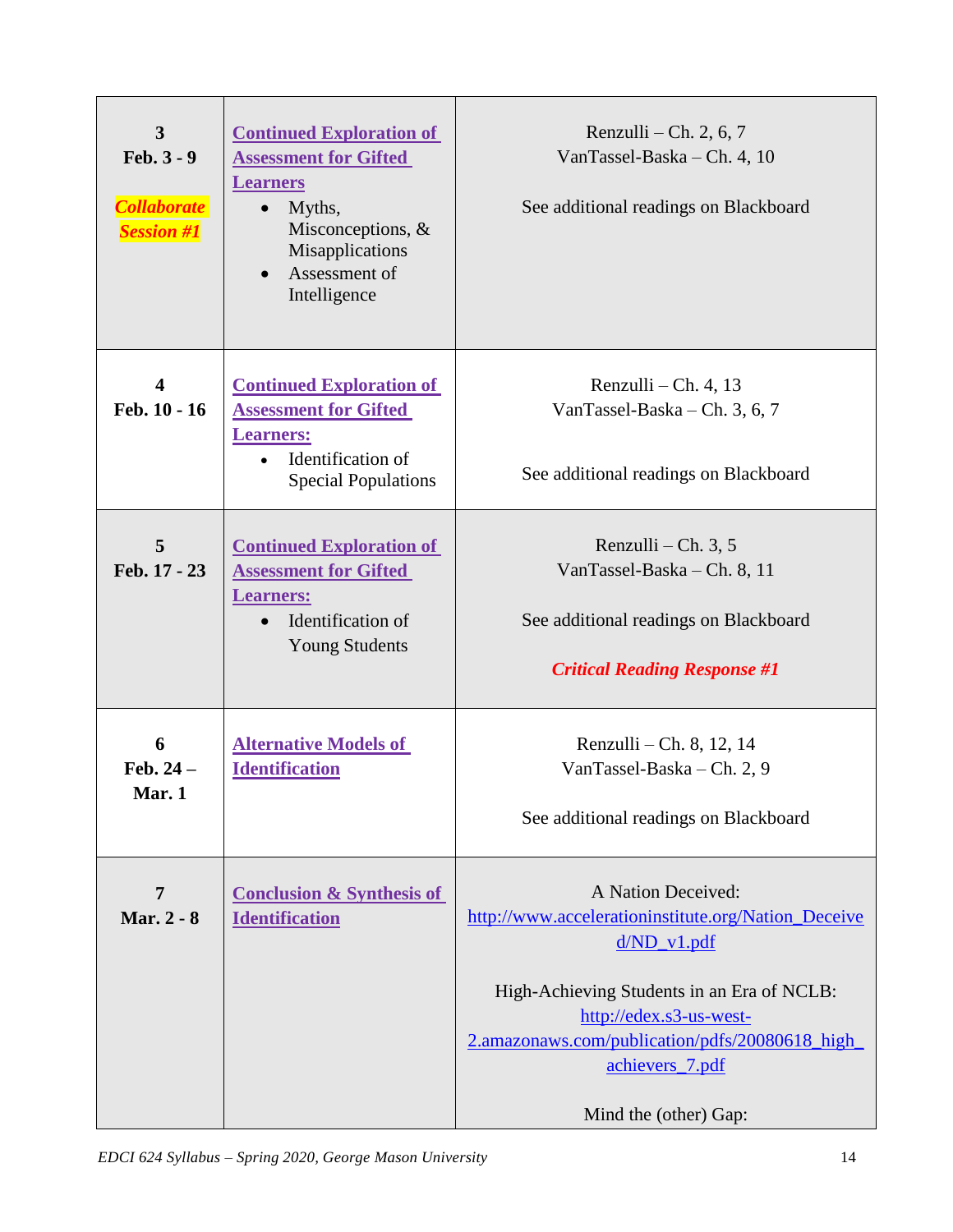| | | |
|---|---|---|
| **3**<br>**Feb. 3 - 9**<br><br>***Collaborate Session #1*** | **Continued Exploration of Assessment for Gifted Learners**<br>• Myths, Misconceptions, & Misapplications<br>• Assessment of Intelligence | Renzulli – Ch. 2, 6, 7<br>VanTassel-Baska – Ch. 4, 10<br><br>See additional readings on Blackboard |
| **4**<br>**Feb. 10 - 16** | **Continued Exploration of Assessment for Gifted Learners:**<br>• Identification of Special Populations | Renzulli – Ch. 4, 13<br>VanTassel-Baska – Ch. 3, 6, 7<br><br>See additional readings on Blackboard |
| **5**<br>**Feb. 17 - 23** | **Continued Exploration of Assessment for Gifted Learners:**<br>• Identification of Young Students | Renzulli – Ch. 3, 5<br>VanTassel-Baska – Ch. 8, 11<br><br>See additional readings on Blackboard<br><br>***Critical Reading Response #1*** |
| **6**<br>**Feb. 24 – Mar. 1** | **Alternative Models of Identification** | Renzulli – Ch. 8, 12, 14<br>VanTassel-Baska – Ch. 2, 9<br><br>See additional readings on Blackboard |
| **7**<br>**Mar. 2 - 8** | **Conclusion & Synthesis of Identification** | A Nation Deceived:<br>http://www.accelerationinstitute.org/Nation_Deceived/ND_v1.pdf<br><br>High-Achieving Students in an Era of NCLB:<br>http://edex.s3-us-west-2.amazonaws.com/publication/pdfs/20080618_high_achievers_7.pdf<br><br>Mind the (other) Gap: |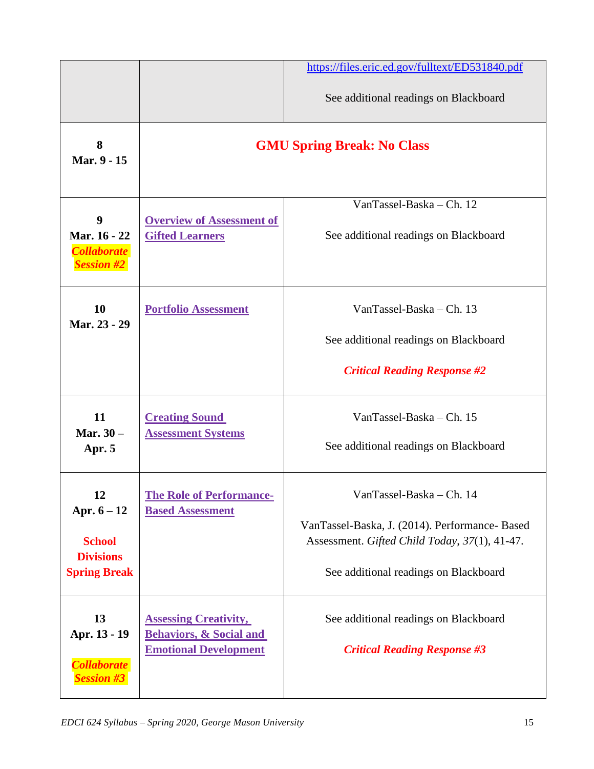| | | |
|---|---|---|
| | | https://files.eric.ed.gov/fulltext/ED531840.pdf<br><br>See additional readings on Blackboard |
| **8**<br>**Mar. 9 - 15** | **GMU Spring Break: No Class** | |
| **9**<br>**Mar. 16 - 22**<br>***Collaborate Session #2*** | **Overview of Assessment of Gifted Learners** | VanTassel-Baska – Ch. 12<br><br>See additional readings on Blackboard |
| **10**<br>**Mar. 23 - 29** | **Portfolio Assessment** | VanTassel-Baska – Ch. 13<br><br>See additional readings on Blackboard<br><br>***Critical Reading Response #2*** |
| **11**<br>**Mar. 30 – Apr. 5** | **Creating Sound Assessment Systems** | VanTassel-Baska – Ch. 15<br><br>See additional readings on Blackboard |
| **12**<br>**Apr. 6 – 12**<br><br>**School Divisions Spring Break** | **The Role of Performance-Based Assessment** | VanTassel-Baska – Ch. 14<br><br>VanTassel-Baska, J. (2014). Performance- Based Assessment. *Gifted Child Today*, *37*(1), 41-47.<br><br>See additional readings on Blackboard |
| **13**<br>**Apr. 13 - 19**<br><br>***Collaborate Session #3*** | **Assessing Creativity, Behaviors, & Social and Emotional Development** | See additional readings on Blackboard<br><br>***Critical Reading Response #3*** |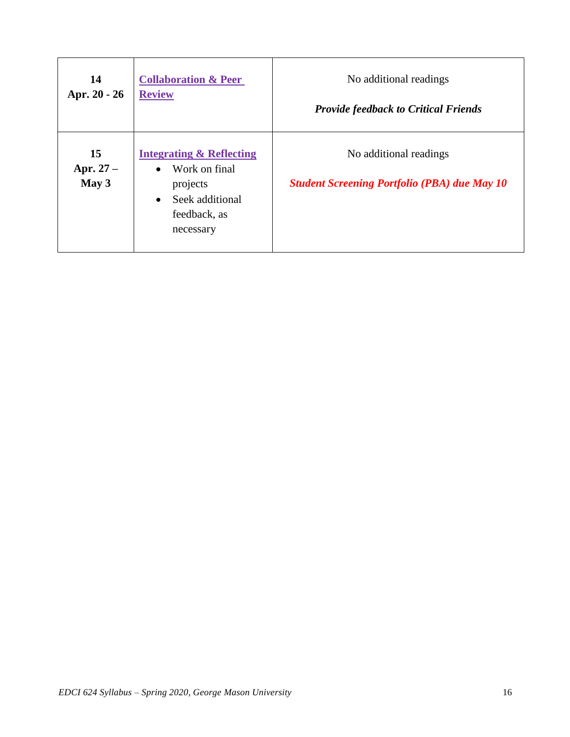| | | |
|---|---|---|
| **14**<br>**Apr. 20 - 26** | **Collaboration & Peer Review** | No additional readings<br><br>***Provide feedback to Critical Friends*** |
| **15**<br>**Apr. 27 – May 3** | **Integrating & Reflecting**<br>• Work on final projects<br>• Seek additional feedback, as necessary | No additional readings<br><br>***Student Screening Portfolio (PBA) due May 10*** |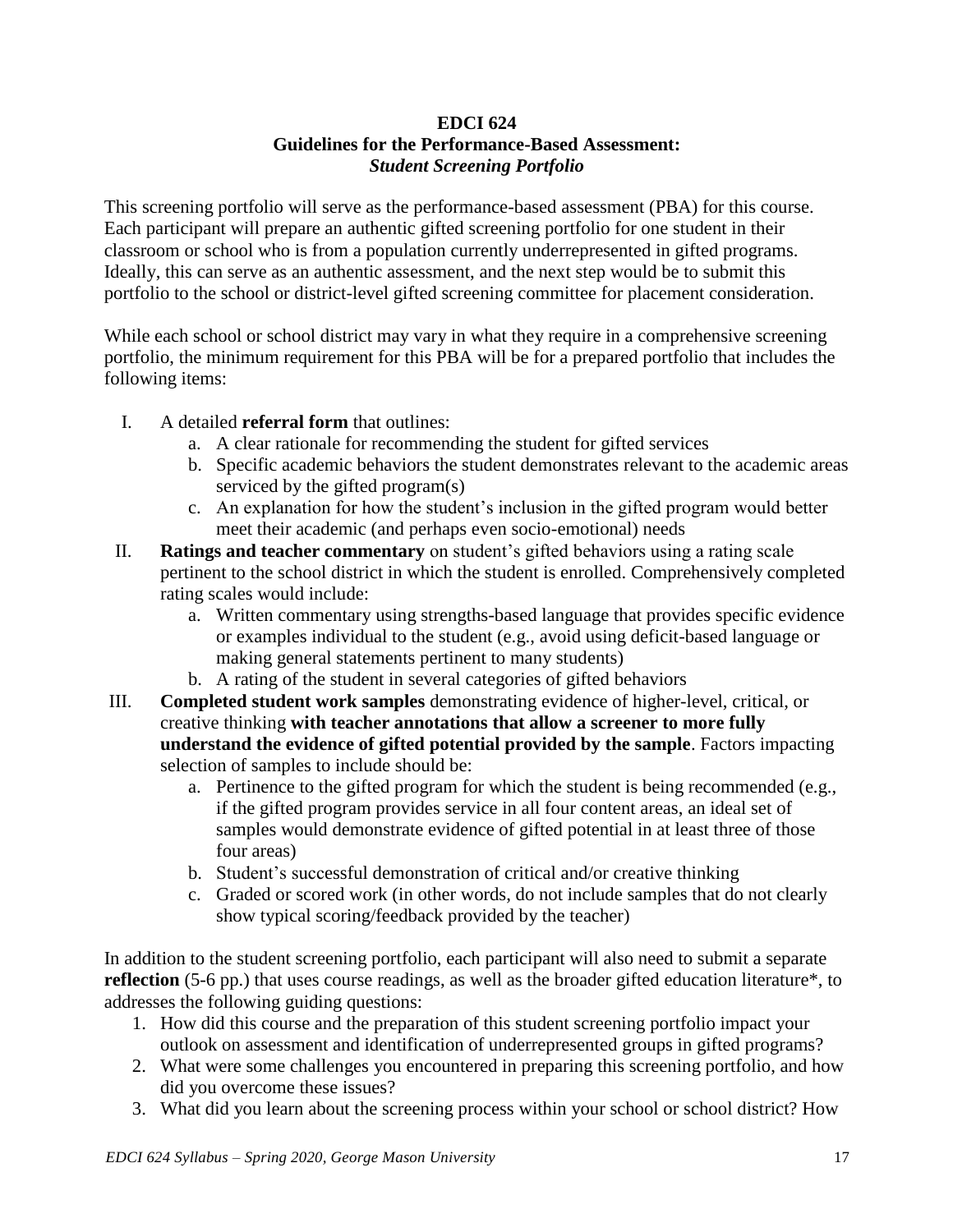**EDCI 624**
**Guidelines for the Performance-Based Assessment:**
***Student Screening Portfolio***

This screening portfolio will serve as the performance-based assessment (PBA) for this course. Each participant will prepare an authentic gifted screening portfolio for one student in their classroom or school who is from a population currently underrepresented in gifted programs. Ideally, this can serve as an authentic assessment, and the next step would be to submit this portfolio to the school or district-level gifted screening committee for placement consideration.

While each school or school district may vary in what they require in a comprehensive screening portfolio, the minimum requirement for this PBA will be for a prepared portfolio that includes the following items:

I. A detailed **referral form** that outlines:
   a. A clear rationale for recommending the student for gifted services
   b. Specific academic behaviors the student demonstrates relevant to the academic areas serviced by the gifted program(s)
   c. An explanation for how the student's inclusion in the gifted program would better meet their academic (and perhaps even socio-emotional) needs

II. **Ratings and teacher commentary** on student's gifted behaviors using a rating scale pertinent to the school district in which the student is enrolled. Comprehensively completed rating scales would include:
   a. Written commentary using strengths-based language that provides specific evidence or examples individual to the student (e.g., avoid using deficit-based language or making general statements pertinent to many students)
   b. A rating of the student in several categories of gifted behaviors

III. **Completed student work samples** demonstrating evidence of higher-level, critical, or creative thinking **with teacher annotations that allow a screener to more fully understand the evidence of gifted potential provided by the sample**. Factors impacting selection of samples to include should be:
   a. Pertinence to the gifted program for which the student is being recommended (e.g., if the gifted program provides service in all four content areas, an ideal set of samples would demonstrate evidence of gifted potential in at least three of those four areas)
   b. Student's successful demonstration of critical and/or creative thinking
   c. Graded or scored work (in other words, do not include samples that do not clearly show typical scoring/feedback provided by the teacher)

In addition to the student screening portfolio, each participant will also need to submit a separate **reflection** (5-6 pp.) that uses course readings, as well as the broader gifted education literature*, to addresses the following guiding questions:

1. How did this course and the preparation of this student screening portfolio impact your outlook on assessment and identification of underrepresented groups in gifted programs?
2. What were some challenges you encountered in preparing this screening portfolio, and how did you overcome these issues?
3. What did you learn about the screening process within your school or school district? How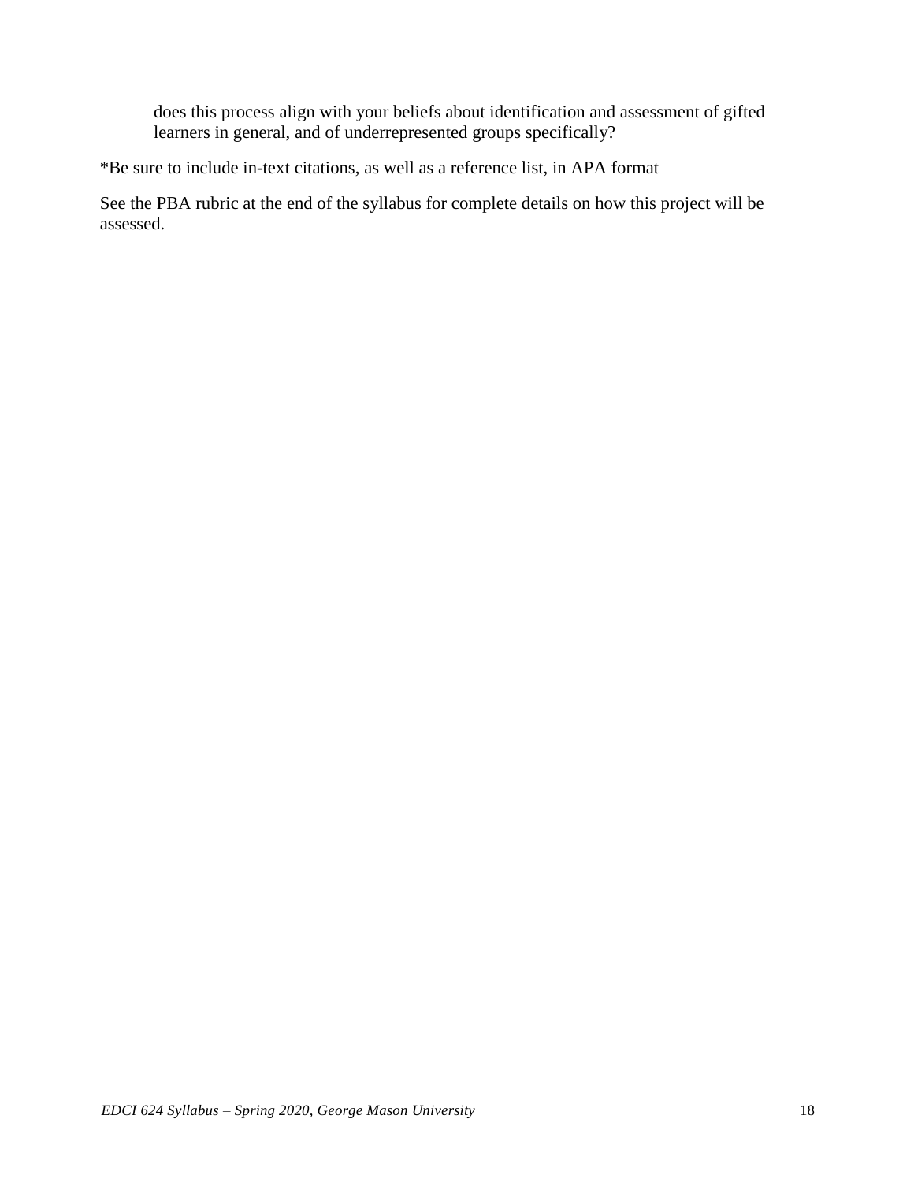does this process align with your beliefs about identification and assessment of gifted learners in general, and of underrepresented groups specifically?

*Be sure to include in-text citations, as well as a reference list, in APA format

See the PBA rubric at the end of the syllabus for complete details on how this project will be assessed.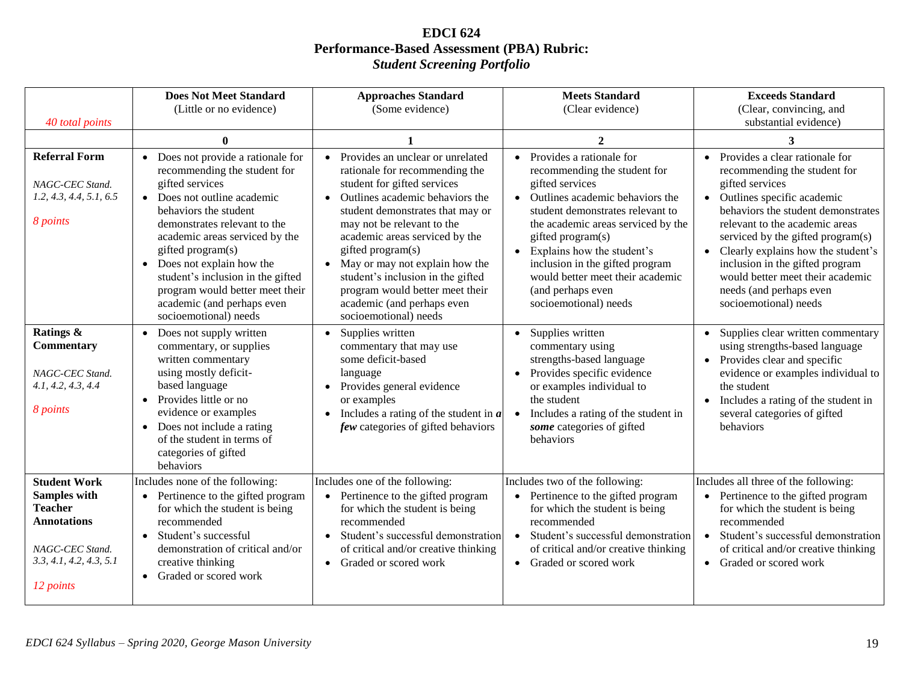**EDCI 624**
**Performance-Based Assessment (PBA) Rubric:**
***Student Screening Portfolio***

| *40 total points* | **Does Not Meet Standard** (Little or no evidence) | **Approaches Standard** (Some evidence) | **Meets Standard** (Clear evidence) | **Exceeds Standard** (Clear, convincing, and substantial evidence) |
|---|---|---|---|---|
| | **0** | **1** | **2** | **3** |
| **Referral Form**<br><br>*NAGC-CEC Stand. 1.2, 4.3, 4.4, 5.1, 6.5*<br><br>*8 points* | • Does not provide a rationale for recommending the student for gifted services<br>• Does not outline academic behaviors the student demonstrates relevant to the academic areas serviced by the gifted program(s)<br>• Does not explain how the student's inclusion in the gifted program would better meet their academic (and perhaps even socioemotional) needs | • Provides an unclear or unrelated rationale for recommending the student for gifted services<br>• Outlines academic behaviors the student demonstrates that may or may not be relevant to the academic areas serviced by the gifted program(s)<br>• May or may not explain how the student's inclusion in the gifted program would better meet their academic (and perhaps even socioemotional) needs | • Provides a rationale for recommending the student for gifted services<br>• Outlines academic behaviors the student demonstrates relevant to the academic areas serviced by the gifted program(s)<br>• Explains how the student's inclusion in the gifted program would better meet their academic (and perhaps even socioemotional) needs | • Provides a clear rationale for recommending the student for gifted services<br>• Outlines specific academic behaviors the student demonstrates relevant to the academic areas serviced by the gifted program(s)<br>• Clearly explains how the student's inclusion in the gifted program would better meet their academic needs (and perhaps even socioemotional) needs |
| **Ratings & Commentary**<br><br>*NAGC-CEC Stand. 4.1, 4.2, 4.3, 4.4*<br><br>*8 points* | • Does not supply written commentary, or supplies written commentary using mostly deficit-based language<br>• Provides little or no evidence or examples<br>• Does not include a rating of the student in terms of categories of gifted behaviors | • Supplies written commentary that may use some deficit-based language<br>• Provides general evidence or examples<br>• Includes a rating of the student in ***a few*** categories of gifted behaviors | • Supplies written commentary using strengths-based language<br>• Provides specific evidence or examples individual to the student<br>• Includes a rating of the student in ***some*** categories of gifted behaviors | • Supplies clear written commentary using strengths-based language<br>• Provides clear and specific evidence or examples individual to the student<br>• Includes a rating of the student in several categories of gifted behaviors |
| **Student Work Samples with Teacher Annotations**<br><br>*NAGC-CEC Stand. 3.3, 4.1, 4.2, 4.3, 5.1*<br><br>*12 points* | Includes none of the following:<br>• Pertinence to the gifted program for which the student is being recommended<br>• Student's successful demonstration of critical and/or creative thinking<br>• Graded or scored work | Includes one of the following:<br>• Pertinence to the gifted program for which the student is being recommended<br>• Student's successful demonstration of critical and/or creative thinking<br>• Graded or scored work | Includes two of the following:<br>• Pertinence to the gifted program for which the student is being recommended<br>• Student's successful demonstration of critical and/or creative thinking<br>• Graded or scored work | Includes all three of the following:<br>• Pertinence to the gifted program for which the student is being recommended<br>• Student's successful demonstration of critical and/or creative thinking<br>• Graded or scored work |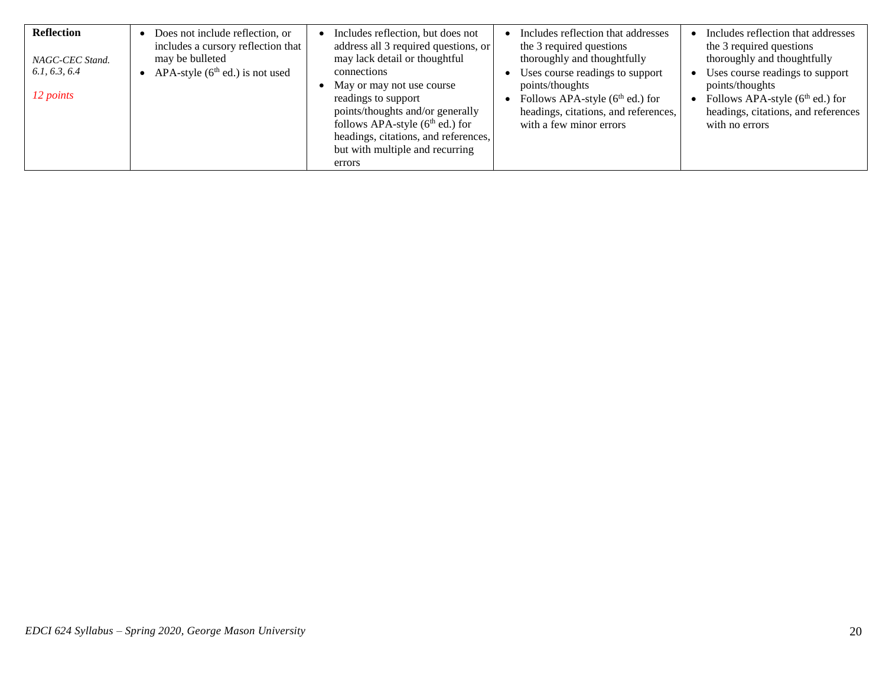| **Reflection**<br><br>*NAGC-CEC Stand. 6.1, 6.3, 6.4*<br><br>*12 points* | • Does not include reflection, or includes a cursory reflection that may be bulleted<br>• APA-style (6th ed.) is not used | • Includes reflection, but does not address all 3 required questions, or may lack detail or thoughtful connections<br>• May or may not use course readings to support points/thoughts and/or generally follows APA-style (6th ed.) for headings, citations, and references, but with multiple and recurring errors | • Includes reflection that addresses the 3 required questions thoroughly and thoughtfully<br>• Uses course readings to support points/thoughts<br>• Follows APA-style (6th ed.) for headings, citations, and references, with a few minor errors | • Includes reflection that addresses the 3 required questions thoroughly and thoughtfully<br>• Uses course readings to support points/thoughts<br>• Follows APA-style (6th ed.) for headings, citations, and references with no errors |
|---|---|---|---|---|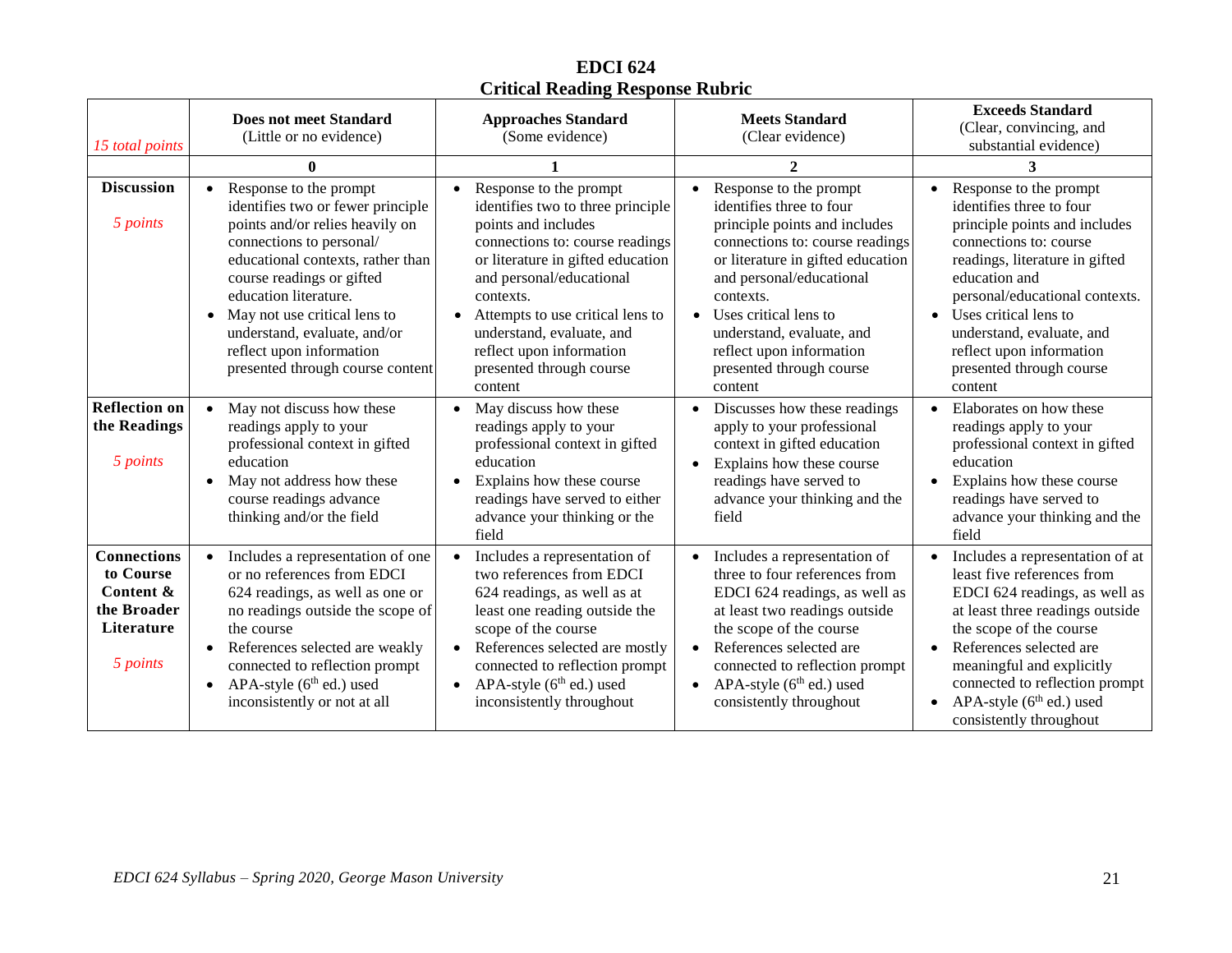# EDCI 624
## Critical Reading Response Rubric

| *15 total points* | **Does not meet Standard** (Little or no evidence) | **Approaches Standard** (Some evidence) | **Meets Standard** (Clear evidence) | **Exceeds Standard** (Clear, convincing, and substantial evidence) |
|---|---|---|---|---|
| | **0** | **1** | **2** | **3** |
| **Discussion** *5 points* | • Response to the prompt identifies two or fewer principle points and/or relies heavily on connections to personal/ educational contexts, rather than course readings or gifted education literature. • May not use critical lens to understand, evaluate, and/or reflect upon information presented through course content | • Response to the prompt identifies two to three principle points and includes connections to: course readings or literature in gifted education and personal/educational contexts. • Attempts to use critical lens to understand, evaluate, and reflect upon information presented through course content | • Response to the prompt identifies three to four principle points and includes connections to: course readings or literature in gifted education and personal/educational contexts. • Uses critical lens to understand, evaluate, and reflect upon information presented through course content | • Response to the prompt identifies three to four principle points and includes connections to: course readings, literature in gifted education and personal/educational contexts. • Uses critical lens to understand, evaluate, and reflect upon information presented through course content |
| **Reflection on the Readings** *5 points* | • May not discuss how these readings apply to your professional context in gifted education • May not address how these course readings advance thinking and/or the field | • May discuss how these readings apply to your professional context in gifted education • Explains how these course readings have served to either advance your thinking or the field | • Discusses how these readings apply to your professional context in gifted education • Explains how these course readings have served to advance your thinking and the field | • Elaborates on how these readings apply to your professional context in gifted education • Explains how these course readings have served to advance your thinking and the field |
| **Connections to Course Content & the Broader Literature** *5 points* | • Includes a representation of one or no references from EDCI 624 readings, as well as one or no readings outside the scope of the course • References selected are weakly connected to reflection prompt • APA-style (6th ed.) used inconsistently or not at all | • Includes a representation of two references from EDCI 624 readings, as well as at least one reading outside the scope of the course • References selected are mostly connected to reflection prompt • APA-style (6th ed.) used inconsistently throughout | • Includes a representation of three to four references from EDCI 624 readings, as well as at least two readings outside the scope of the course • References selected are connected to reflection prompt • APA-style (6th ed.) used consistently throughout | • Includes a representation of at least five references from EDCI 624 readings, as well as at least three readings outside the scope of the course • References selected are meaningful and explicitly connected to reflection prompt • APA-style (6th ed.) used consistently throughout |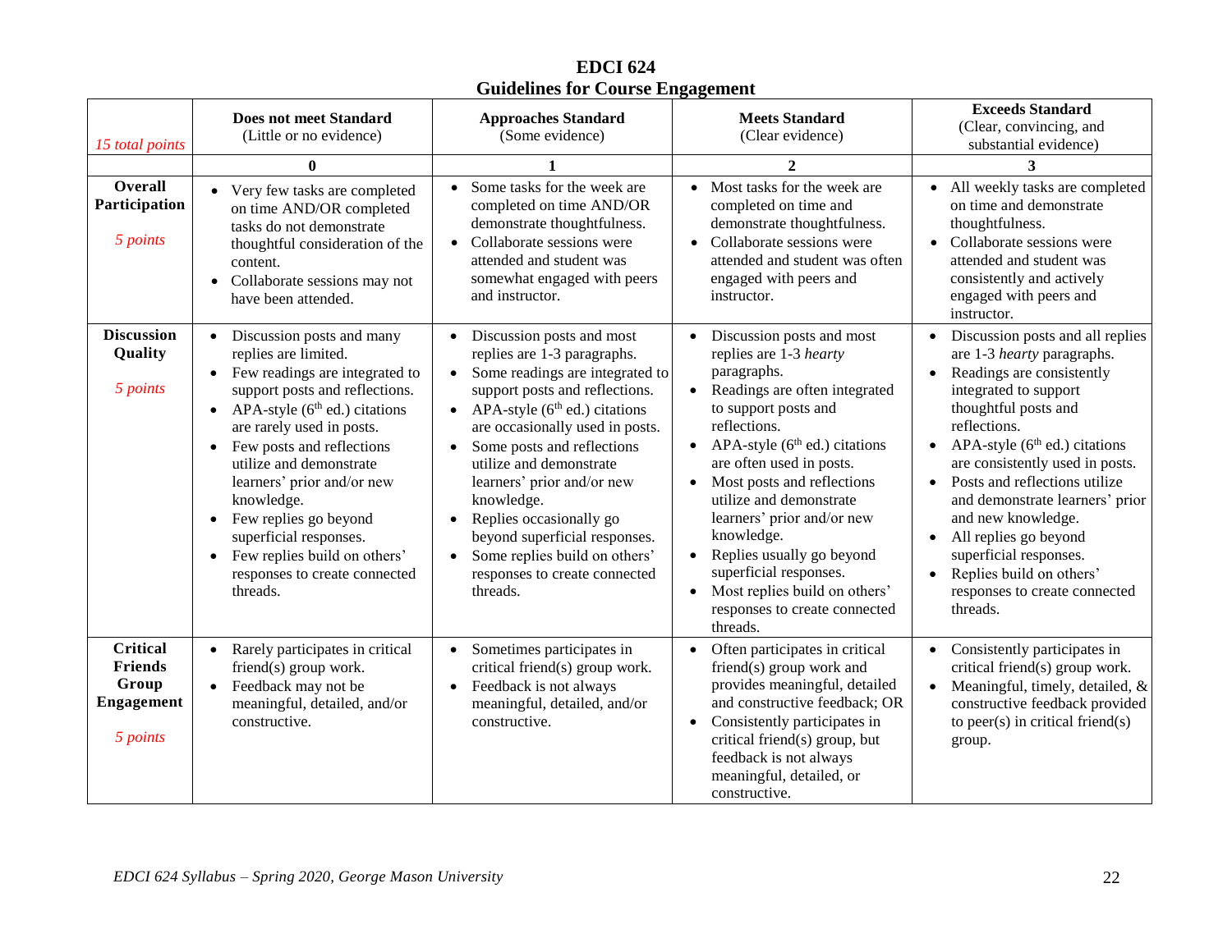**EDCI 624**
**Guidelines for Course Engagement**

| *15 total points* | **Does not meet Standard** (Little or no evidence) | **Approaches Standard** (Some evidence) | **Meets Standard** (Clear evidence) | **Exceeds Standard** (Clear, convincing, and substantial evidence) |
|---|---|---|---|---|
| | **0** | **1** | **2** | **3** |
| **Overall Participation** *5 points* | • Very few tasks are completed on time AND/OR completed tasks do not demonstrate thoughtful consideration of the content. • Collaborate sessions may not have been attended. | • Some tasks for the week are completed on time AND/OR demonstrate thoughtfulness. • Collaborate sessions were attended and student was somewhat engaged with peers and instructor. | • Most tasks for the week are completed on time and demonstrate thoughtfulness. • Collaborate sessions were attended and student was often engaged with peers and instructor. | • All weekly tasks are completed on time and demonstrate thoughtfulness. • Collaborate sessions were attended and student was consistently and actively engaged with peers and instructor. |
| **Discussion Quality** *5 points* | • Discussion posts and many replies are limited. • Few readings are integrated to support posts and reflections. • APA-style (6th ed.) citations are rarely used in posts. • Few posts and reflections utilize and demonstrate learners' prior and/or new knowledge. • Few replies go beyond superficial responses. • Few replies build on others' responses to create connected threads. | • Discussion posts and most replies are 1-3 paragraphs. • Some readings are integrated to support posts and reflections. • APA-style (6th ed.) citations are occasionally used in posts. • Some posts and reflections utilize and demonstrate learners' prior and/or new knowledge. • Replies occasionally go beyond superficial responses. • Some replies build on others' responses to create connected threads. | • Discussion posts and most replies are 1-3 *hearty* paragraphs. • Readings are often integrated to support posts and reflections. • APA-style (6th ed.) citations are often used in posts. • Most posts and reflections utilize and demonstrate learners' prior and/or new knowledge. • Replies usually go beyond superficial responses. • Most replies build on others' responses to create connected threads. | • Discussion posts and all replies are 1-3 *hearty* paragraphs. • Readings are consistently integrated to support thoughtful posts and reflections. • APA-style (6th ed.) citations are consistently used in posts. • Posts and reflections utilize and demonstrate learners' prior and new knowledge. • All replies go beyond superficial responses. • Replies build on others' responses to create connected threads. |
| **Critical Friends Group Engagement** *5 points* | • Rarely participates in critical friend(s) group work. • Feedback may not be meaningful, detailed, and/or constructive. | • Sometimes participates in critical friend(s) group work. • Feedback is not always meaningful, detailed, and/or constructive. | • Often participates in critical friend(s) group work and provides meaningful, detailed and constructive feedback; OR • Consistently participates in critical friend(s) group, but feedback is not always meaningful, detailed, or constructive. | • Consistently participates in critical friend(s) group work. • Meaningful, timely, detailed, & constructive feedback provided to peer(s) in critical friend(s) group. |